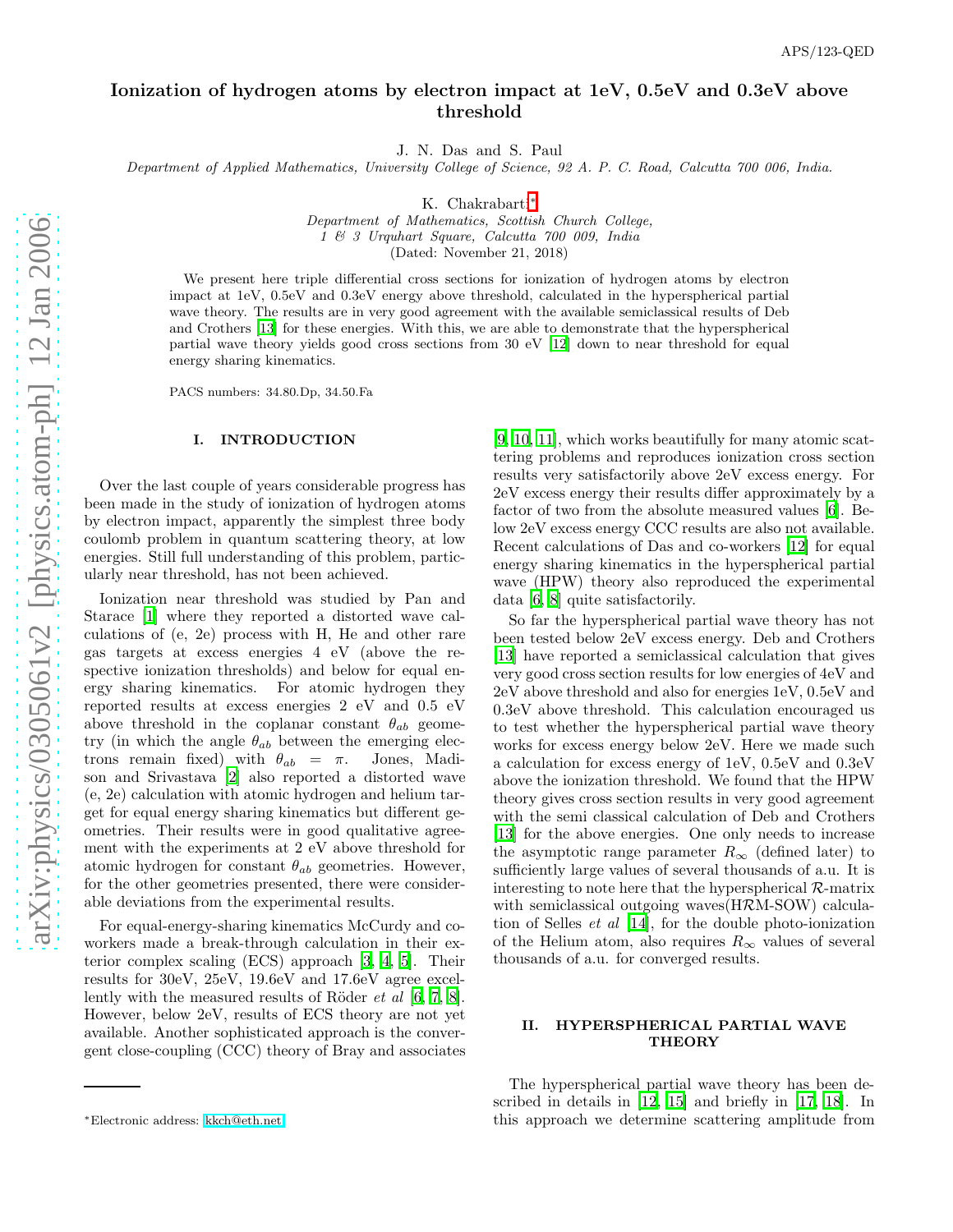# Ionization of hydrogen atoms by electron impact at 1eV, 0.5eV and 0.3eV above threshold

J. N. Das and S. Paul

*Department of Applied Mathematics, University College of Science, 92 A. P. C. Road, Calcutta 700 006, India.*

K. Chakrabarti*

*Department of Mathematics, Scottish Church College, 1 & 3 Urquhart Square, Calcutta 700 009, India*

(Dated: November 21, 2018)

We present here triple differential cross sections for ionization of hydrogen atoms by electron impact at 1eV, 0.5eV and 0.3eV energy above threshold, calculated in the hyperspherical partial wave theory. The results are in very good agreement with the available semiclassical results of Deb and Crothers [13] for these energies. With this, we are able to demonstrate that the hyperspherical partial wave theory yields good cross sections from 30 eV [12] down to near threshold for equal energy sharing kinematics.

PACS numbers: 34.80.Dp, 34.50.Fa

## I. INTRODUCTION

Over the last couple of years considerable progress has been made in the study of ionization of hydrogen atoms by electron impact, apparently the simplest three body coulomb problem in quantum scattering theory, at low energies. Still full understanding of this problem, particularly near threshold, has not been achieved.

Ionization near threshold was studied by Pan and Starace [1] where they reported a distorted wave calculations of (e, 2e) process with H, He and other rare gas targets at excess energies 4 eV (above the respective ionization thresholds) and below for equal energy sharing kinematics. For atomic hydrogen they reported results at excess energies 2 eV and 0.5 eV above threshold in the coplanar constant $\theta_{ab}$ geometry (in which the angle $\theta_{ab}$ between the emerging electrons remain fixed) with $\theta_{ab} = \pi$. Jones, Madison and Srivastava [2] also reported a distorted wave (e, 2e) calculation with atomic hydrogen and helium target for equal energy sharing kinematics but different geometries. Their results were in good qualitative agreement with the experiments at 2 eV above threshold for atomic hydrogen for constant $\theta_{ab}$ geometries. However, for the other geometries presented, there were considerable deviations from the experimental results.

For equal-energy-sharing kinematics McCurdy and coworkers made a break-through calculation in their exterior complex scaling (ECS) approach [3, 4, 5]. Their results for 30eV, 25eV, 19.6eV and 17.6eV agree excellently with the measured results of Röder *et al* [6, 7, 8]. However, below 2eV, results of ECS theory are not yet available. Another sophisticated approach is the convergent close-coupling (CCC) theory of Bray and associates [9, 10, 11], which works beautifully for many atomic scattering problems and reproduces ionization cross section results very satisfactorily above 2eV excess energy. For 2eV excess energy their results differ approximately by a factor of two from the absolute measured values [6]. Below 2eV excess energy CCC results are also not available. Recent calculations of Das and co-workers [12] for equal energy sharing kinematics in the hyperspherical partial wave (HPW) theory also reproduced the experimental data [6, 8] quite satisfactorily.

So far the hyperspherical partial wave theory has not been tested below 2eV excess energy. Deb and Crothers [13] have reported a semiclassical calculation that gives very good cross section results for low energies of 4eV and 2eV above threshold and also for energies 1eV, 0.5eV and 0.3eV above threshold. This calculation encouraged us to test whether the hyperspherical partial wave theory works for excess energy below 2eV. Here we made such a calculation for excess energy of 1eV, 0.5eV and 0.3eV above the ionization threshold. We found that the HPW theory gives cross section results in very good agreement with the semi classical calculation of Deb and Crothers [13] for the above energies. One only needs to increase the asymptotic range parameter $R_\infty$ (defined later) to sufficiently large values of several thousands of a.u. It is interesting to note here that the hyperspherical $\mathcal{R}$-matrix with semiclassical outgoing waves(H$\mathcal{R}$M-SOW) calculation of Selles *et al* [14], for the double photo-ionization of the Helium atom, also requires $R_\infty$ values of several thousands of a.u. for converged results.

## II. HYPERSPHERICAL PARTIAL WAVE THEORY

The hyperspherical partial wave theory has been described in details in [12, 15] and briefly in [17, 18]. In this approach we determine scattering amplitude from

*Electronic address: kkch@eth.net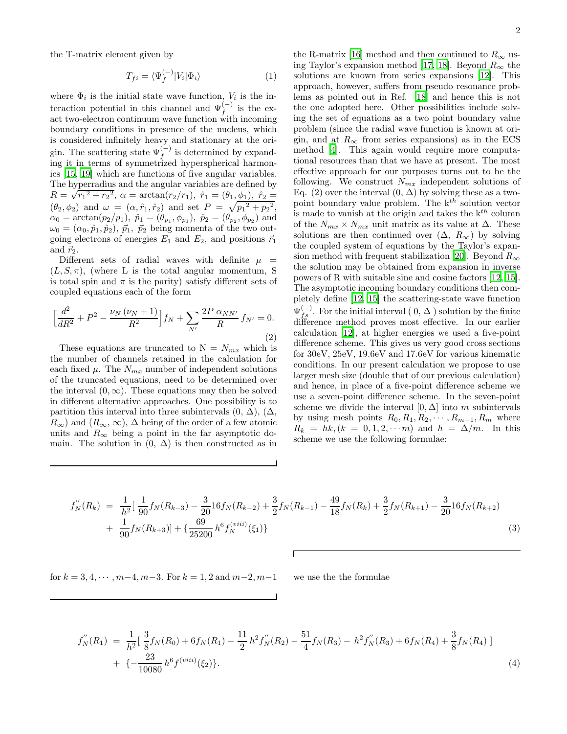the T-matrix element given by

$$T_{fi} = \langle \Psi_f^{(-)} | V_i | \Phi_i \rangle \tag{1}$$

where $\Phi_i$ is the initial state wave function, $V_i$ is the interaction potential in this channel and $\Psi_f^{(-)}$ is the exact two-electron continuum wave function with incoming boundary conditions in presence of the nucleus, which is considered infinitely heavy and stationary at the origin. The scattering state $\Psi_f^{(-)}$ is determined by expanding it in terms of symmetrized hyperspherical harmonics [15, 19] which are functions of five angular variables. The hyperradius and the angular variables are defined by $R = \sqrt{{r_1}^2 + {r_2}^2}$, $\alpha = \arctan(r_2/r_1)$, $\hat{r}_1 = (\theta_1, \phi_1)$, $\hat{r}_2 = (\theta_2, \phi_2)$ and $\omega = (\alpha, \hat{r}_1, \hat{r}_2)$ and set $P = \sqrt{{p_1}^2 + {p_2}^2}$, $\alpha_0 = \arctan(p_2/p_1)$, $\hat{p}_1 = (\theta_{p_1}, \phi_{p_1})$, $\hat{p}_2 = (\theta_{p_2}, \phi_{p_2})$ and $\omega_0 = (\alpha_0, \hat{p}_1, \hat{p}_2)$, $\vec{p}_1$, $\vec{p}_2$ being momenta of the two outgoing electrons of energies $E_1$ and $E_2$, and positions $\vec{r}_1$ and $\vec{r}_2$.

Different sets of radial waves with definite $\mu = (L, S, \pi)$, (where L is the total angular momentum, S is total spin and $\pi$ is the parity) satisfy different sets of coupled equations each of the form

$$\Big[\frac{d^2}{dR^2} + P^2 - \frac{\nu_N(\nu_N + 1)}{R^2}\Big] f_N + \sum_{N'} \frac{2P\,\alpha_{NN'}}{R}\, f_{N'} = 0. \tag{2}$$

These equations are truncated to N = $N_{mx}$ which is the number of channels retained in the calculation for each fixed $\mu$. The $N_{mx}$ number of independent solutions of the truncated equations, need to be determined over the interval $(0, \infty)$. These equations may then be solved in different alternative approaches. One possibility is to partition this interval into three subintervals $(0, \Delta)$, $(\Delta, R_\infty)$ and $(R_\infty, \infty)$, $\Delta$ being of the order of a few atomic units and $R_\infty$ being a point in the far asymptotic domain. The solution in $(0, \Delta)$ is then constructed as in the R-matrix [16] method and then continued to $R_\infty$ using Taylor's expansion method [17, 18]. Beyond $R_\infty$ the solutions are known from series expansions [12]. This approach, however, suffers from pseudo resonance problems as pointed out in Ref. [18] and hence this is not the one adopted here. Other possibilities include solving the set of equations as a two point boundary value problem (since the radial wave function is known at origin, and at $R_\infty$ from series expansions) as in the ECS method [4]. This again would require more computational resources than that we have at present. The most effective approach for our purposes turns out to be the following. We construct $N_{mx}$ independent solutions of Eq. (2) over the interval $(0, \Delta)$ by solving these as a two-point boundary value problem. The k$^{th}$ solution vector is made to vanish at the origin and takes the k$^{th}$ column of the $N_{mx} \times N_{mx}$ unit matrix as its value at $\Delta$. These solutions are then continued over $(\Delta, R_\infty)$ by solving the coupled system of equations by the Taylor's expansion method with frequent stabilization [20]. Beyond $R_\infty$ the solution may be obtained from expansion in inverse powers of R with suitable sine and cosine factors [12, 15]. The asymptotic incoming boundary conditions then completely define [12, 15] the scattering-state wave function $\Psi_{fs}^{(-)}$. For the initial interval ( 0, $\Delta$ ) solution by the finite difference method proves most effective. In our earlier calculation [12], at higher energies we used a five-point difference scheme. This gives us very good cross sections for 30eV, 25eV, 19.6eV and 17.6eV for various kinematic conditions. In our present calculation we propose to use larger mesh size (double that of our previous calculation) and hence, in place of a five-point difference scheme we use a seven-point difference scheme. In the seven-point scheme we divide the interval $[0, \Delta]$ into $m$ subintervals by using mesh points $R_0, R_1, R_2, \cdots, R_{m-1}, R_m$ where $R_k = hk, (k = 0, 1, 2, \cdots m)$ and $h = \Delta/m$. In this scheme we use the following formulae:

$$\begin{aligned} f_N^{''}(R_k) &= \frac{1}{h^2}\Big[\ \frac{1}{90} f_N(R_{k-3}) - \frac{3}{20}16 f_N(R_{k-2}) + \frac{3}{2} f_N(R_{k-1}) - \frac{49}{18} f_N(R_k) + \frac{3}{2} f_N(R_{k+1}) - \frac{3}{20}16 f_N(R_{k+2}) \\ &+ \ \frac{1}{90} f_N(R_{k+3})\Big] + \Big\{\frac{69}{25200}\, h^6 f_N^{(viii)}(\xi_1)\Big\} \end{aligned} \tag{3}$$

for $k = 3, 4, \cdots, m-4, m-3$. For $k = 1, 2$ and $m-2, m-1$ we use the the formulae

$$\begin{aligned} f_N^{''}(R_1) &= \frac{1}{h^2}\Big[\ \frac{3}{8} f_N(R_0) + 6 f_N(R_1) - \frac{11}{2}\, h^2 f_N^{''}(R_2) - \frac{51}{4} f_N(R_3) - \ h^2 f_N^{''}(R_3) + 6 f_N(R_4) + \frac{3}{8} f_N(R_4)\ \Big] \\ &+ \ \Big\{-\frac{23}{10080}\, h^6 f^{(viii)}(\xi_2)\Big\}. \end{aligned} \tag{4}$$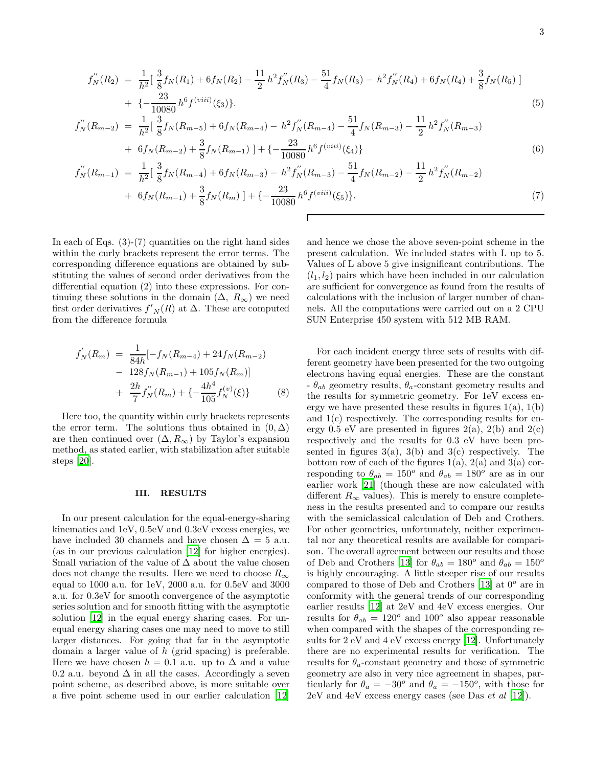$$
\begin{aligned}
f_N^{''}(R_2) &= \frac{1}{h^2}[\ \frac{3}{8}f_N(R_1) + 6f_N(R_2) - \frac{11}{2}\,h^2 f_N^{''}(R_3) - \frac{51}{4}f_N(R_3) - \,h^2 f_N^{''}(R_4) + 6f_N(R_4) + \frac{3}{8}f_N(R_5)\ ] \\
&+ \ \{-\frac{23}{10080}\,h^6 f^{(viii)}(\xi_3)\}. \qquad (5)
\end{aligned}
$$

$$
\begin{aligned}
f_N^{''}(R_{m-2}) &= \frac{1}{h^2}[\ \frac{3}{8}f_N(R_{m-5}) + 6f_N(R_{m-4}) - \,h^2 f_N^{''}(R_{m-4}) - \frac{51}{4}f_N(R_{m-3}) - \frac{11}{2}\,h^2 f_N^{''}(R_{m-3}) \\
&+ \ 6f_N(R_{m-2}) + \frac{3}{8}f_N(R_{m-1})\ ] + \{-\frac{23}{10080}\,h^6 f^{(viii)}(\xi_4)\} \qquad (6)
\end{aligned}
$$

$$
\begin{aligned}
f_N^{''}(R_{m-1}) &= \frac{1}{h^2}[\ \frac{3}{8}f_N(R_{m-4}) + 6f_N(R_{m-3}) - \,h^2 f_N^{''}(R_{m-3}) - \frac{51}{4}f_N(R_{m-2}) - \frac{11}{2}\,h^2 f_N^{''}(R_{m-2}) \\
&+ \ 6f_N(R_{m-1}) + \frac{3}{8}f_N(R_m)\ ] + \{-\frac{23}{10080}\,h^6 f^{(viii)}(\xi_5)\}. \qquad (7)
\end{aligned}
$$

In each of Eqs. (3)-(7) quantities on the right hand sides within the curly brackets represent the error terms. The corresponding difference equations are obtained by substituting the values of second order derivatives from the differential equation (2) into these expressions. For continuing these solutions in the domain $(\Delta,\ R_\infty)$ we need first order derivatives $f'_N(R)$ at $\Delta$. These are computed from the difference formula

$$
\begin{aligned}
f_N^{'}(R_m) &= \frac{1}{84h}[-f_N(R_{m-4}) + 24f_N(R_{m-2}) \\
&- \ 128f_N(R_{m-1}) + 105f_N(R_m)] \\
&+ \ \frac{2h}{7}f_N^{''}(R_m) + \{-\frac{4h^4}{105}f_N^{(v)}(\xi)\} \qquad (8)
\end{aligned}
$$

Here too, the quantity within curly brackets represents the error term. The solutions thus obtained in $(0, \Delta)$ are then continued over $(\Delta, R_\infty)$ by Taylor's expansion method, as stated earlier, with stabilization after suitable steps [20].

## III. RESULTS

In our present calculation for the equal-energy-sharing kinematics and 1eV, 0.5eV and 0.3eV excess energies, we have included 30 channels and have chosen $\Delta$ = 5 a.u. (as in our previous calculation [12] for higher energies). Small variation of the value of $\Delta$ about the value chosen does not change the results. Here we need to choose $R_\infty$ equal to 1000 a.u. for 1eV, 2000 a.u. for 0.5eV and 3000 a.u. for 0.3eV for smooth convergence of the asymptotic series solution and for smooth fitting with the asymptotic solution [12] in the equal energy sharing cases. For unequal energy sharing cases one may need to move to still larger distances. For going that far in the asymptotic domain a larger value of $h$ (grid spacing) is preferable. Here we have chosen $h$ = 0.1 a.u. up to $\Delta$ and a value 0.2 a.u. beyond $\Delta$ in all the cases. Accordingly a seven point scheme, as described above, is more suitable over a five point scheme used in our earlier calculation [12] and hence we chose the above seven-point scheme in the present calculation. We included states with L up to 5. Values of L above 5 give insignificant contributions. The $(l_1, l_2)$ pairs which have been included in our calculation are sufficient for convergence as found from the results of calculations with the inclusion of larger number of channels. All the computations were carried out on a 2 CPU SUN Enterprise 450 system with 512 MB RAM.

For each incident energy three sets of results with different geometry have been presented for the two outgoing electrons having equal energies. These are the constant - $\theta_{ab}$ geometry results, $\theta_a$-constant geometry results and the results for symmetric geometry. For 1eV excess energy we have presented these results in figures 1(a), 1(b) and 1(c) respectively. The corresponding results for energy 0.5 eV are presented in figures 2(a), 2(b) and 2(c) respectively and the results for 0.3 eV have been presented in figures 3(a), 3(b) and 3(c) respectively. The bottom row of each of the figures 1(a), 2(a) and 3(a) corresponding to $\theta_{ab} = 150^o$ and $\theta_{ab} = 180^o$ are as in our earlier work [21] (though these are now calculated with different $R_\infty$ values). This is merely to ensure completeness in the results presented and to compare our results with the semiclassical calculation of Deb and Crothers. For other geometries, unfortunately, neither experimental nor any theoretical results are available for comparison. The overall agreement between our results and those of Deb and Crothers [13] for $\theta_{ab} = 180^o$ and $\theta_{ab} = 150^o$ is highly encouraging. A little steeper rise of our results compared to those of Deb and Crothers [13] at $0^o$ are in conformity with the general trends of our corresponding earlier results [12] at 2eV and 4eV excess energies. Our results for $\theta_{ab} = 120^o$ and $100^o$ also appear reasonable when compared with the shapes of the corresponding results for 2 eV and 4 eV excess energy [12]. Unfortunately there are no experimental results for verification. The results for $\theta_a$-constant geometry and those of symmetric geometry are also in very nice agreement in shapes, particularly for $\theta_a = -30^o$ and $\theta_a = -150^o$, with those for 2eV and 4eV excess energy cases (see Das *et al* [12]).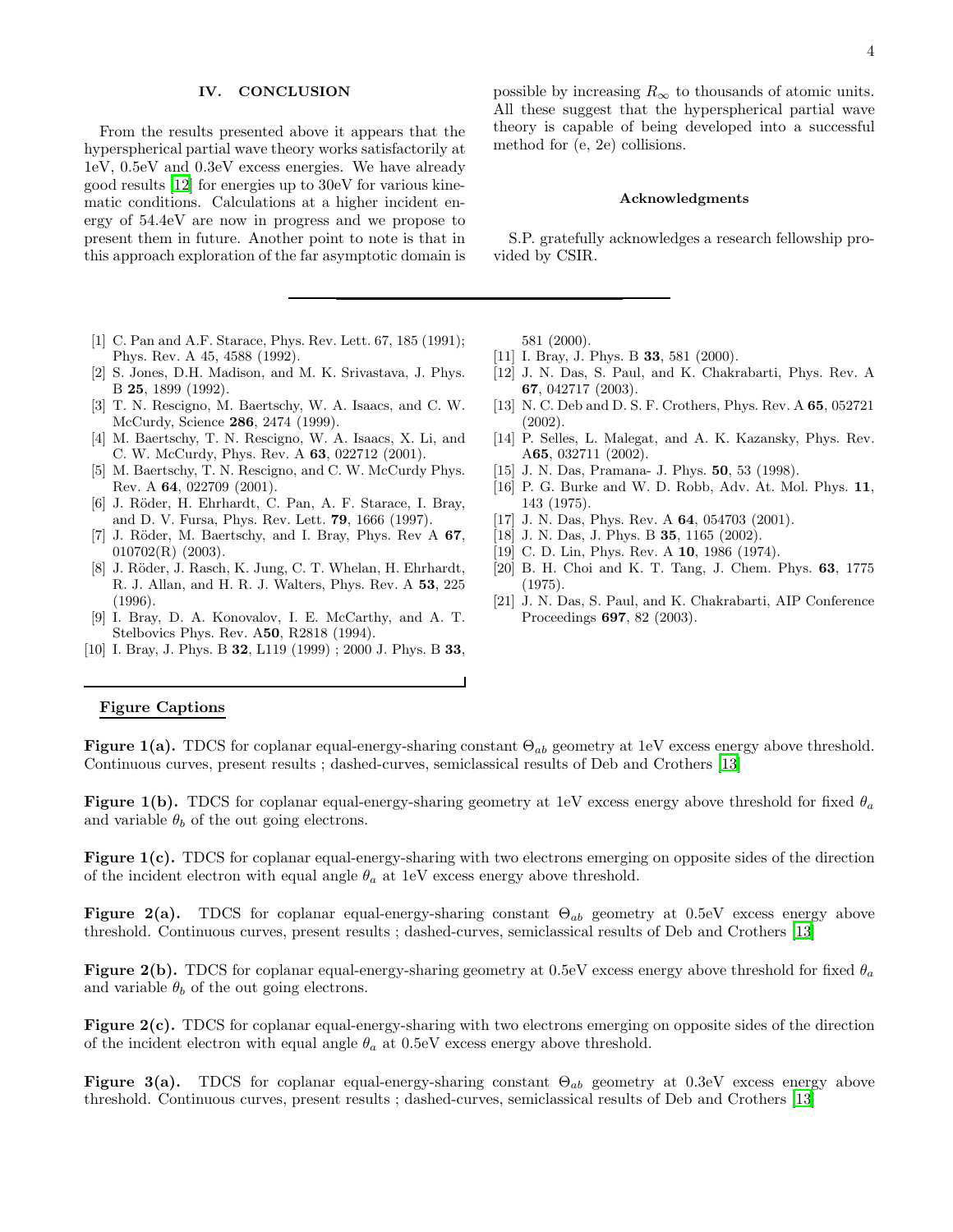## IV. CONCLUSION

From the results presented above it appears that the hyperspherical partial wave theory works satisfactorily at 1eV, 0.5eV and 0.3eV excess energies. We have already good results [12] for energies up to 30eV for various kinematic conditions. Calculations at a higher incident energy of 54.4eV are now in progress and we propose to present them in future. Another point to note is that in this approach exploration of the far asymptotic domain is possible by increasing $R_{\infty}$ to thousands of atomic units. All these suggest that the hyperspherical partial wave theory is capable of being developed into a successful method for (e, 2e) collisions.

### Acknowledgments

S.P. gratefully acknowledges a research fellowship provided by CSIR.

---

[1] C. Pan and A.F. Starace, Phys. Rev. Lett. 67, 185 (1991); Phys. Rev. A 45, 4588 (1992).
[2] S. Jones, D.H. Madison, and M. K. Srivastava, J. Phys. B **25**, 1899 (1992).
[3] T. N. Rescigno, M. Baertschy, W. A. Isaacs, and C. W. McCurdy, Science **286**, 2474 (1999).
[4] M. Baertschy, T. N. Rescigno, W. A. Isaacs, X. Li, and C. W. McCurdy, Phys. Rev. A **63**, 022712 (2001).
[5] M. Baertschy, T. N. Rescigno, and C. W. McCurdy Phys. Rev. A **64**, 022709 (2001).
[6] J. Röder, H. Ehrhardt, C. Pan, A. F. Starace, I. Bray, and D. V. Fursa, Phys. Rev. Lett. **79**, 1666 (1997).
[7] J. Röder, M. Baertschy, and I. Bray, Phys. Rev A **67**, 010702(R) (2003).
[8] J. Röder, J. Rasch, K. Jung, C. T. Whelan, H. Ehrhardt, R. J. Allan, and H. R. J. Walters, Phys. Rev. A **53**, 225 (1996).
[9] I. Bray, D. A. Konovalov, I. E. McCarthy, and A. T. Stelbovics Phys. Rev. A**50**, R2818 (1994).
[10] I. Bray, J. Phys. B **32**, L119 (1999) ; 2000 J. Phys. B **33**, 581 (2000).
[11] I. Bray, J. Phys. B **33**, 581 (2000).
[12] J. N. Das, S. Paul, and K. Chakrabarti, Phys. Rev. A **67**, 042717 (2003).
[13] N. C. Deb and D. S. F. Crothers, Phys. Rev. A **65**, 052721 (2002).
[14] P. Selles, L. Malegat, and A. K. Kazansky, Phys. Rev. A**65**, 032711 (2002).
[15] J. N. Das, Pramana- J. Phys. **50**, 53 (1998).
[16] P. G. Burke and W. D. Robb, Adv. At. Mol. Phys. **11**, 143 (1975).
[17] J. N. Das, Phys. Rev. A **64**, 054703 (2001).
[18] J. N. Das, J. Phys. B **35**, 1165 (2002).
[19] C. D. Lin, Phys. Rev. A **10**, 1986 (1974).
[20] B. H. Choi and K. T. Tang, J. Chem. Phys. **63**, 1775 (1975).
[21] J. N. Das, S. Paul, and K. Chakrabarti, AIP Conference Proceedings **697**, 82 (2003).

---

## Figure Captions

**Figure 1(a).** TDCS for coplanar equal-energy-sharing constant $\Theta_{ab}$ geometry at 1eV excess energy above threshold. Continuous curves, present results ; dashed-curves, semiclassical results of Deb and Crothers [13]

**Figure 1(b).** TDCS for coplanar equal-energy-sharing geometry at 1eV excess energy above threshold for fixed $\theta_a$ and variable $\theta_b$ of the out going electrons.

**Figure 1(c).** TDCS for coplanar equal-energy-sharing with two electrons emerging on opposite sides of the direction of the incident electron with equal angle $\theta_a$ at 1eV excess energy above threshold.

**Figure 2(a).** TDCS for coplanar equal-energy-sharing constant $\Theta_{ab}$ geometry at 0.5eV excess energy above threshold. Continuous curves, present results ; dashed-curves, semiclassical results of Deb and Crothers [13]

**Figure 2(b).** TDCS for coplanar equal-energy-sharing geometry at 0.5eV excess energy above threshold for fixed $\theta_a$ and variable $\theta_b$ of the out going electrons.

**Figure 2(c).** TDCS for coplanar equal-energy-sharing with two electrons emerging on opposite sides of the direction of the incident electron with equal angle $\theta_a$ at 0.5eV excess energy above threshold.

**Figure 3(a).** TDCS for coplanar equal-energy-sharing constant $\Theta_{ab}$ geometry at 0.3eV excess energy above threshold. Continuous curves, present results ; dashed-curves, semiclassical results of Deb and Crothers [13]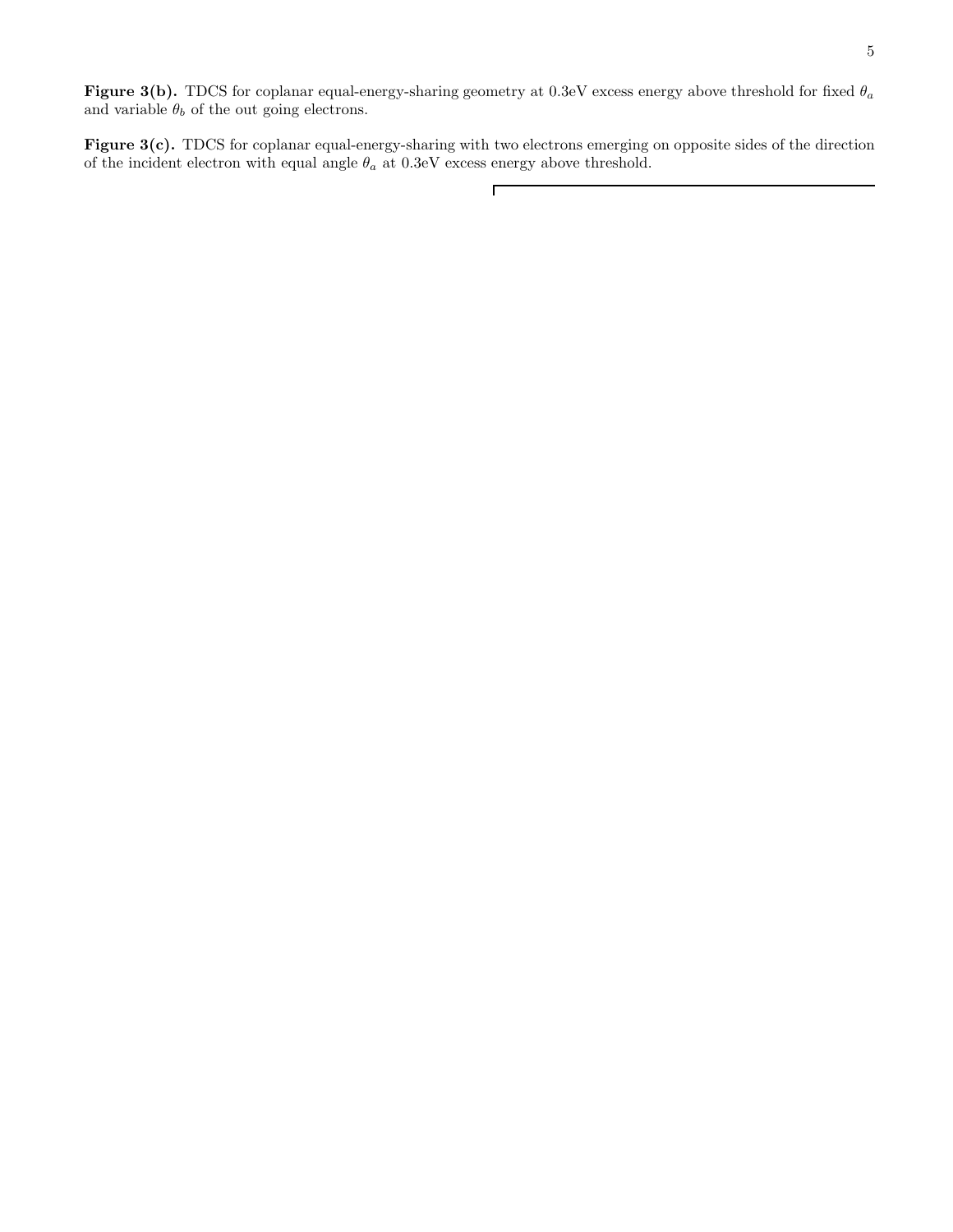**Figure 3(b).** TDCS for coplanar equal-energy-sharing geometry at 0.3eV excess energy above threshold for fixed $\theta_a$ and variable $\theta_b$ of the out going electrons.

**Figure 3(c).** TDCS for coplanar equal-energy-sharing with two electrons emerging on opposite sides of the direction of the incident electron with equal angle $\theta_a$ at 0.3eV excess energy above threshold.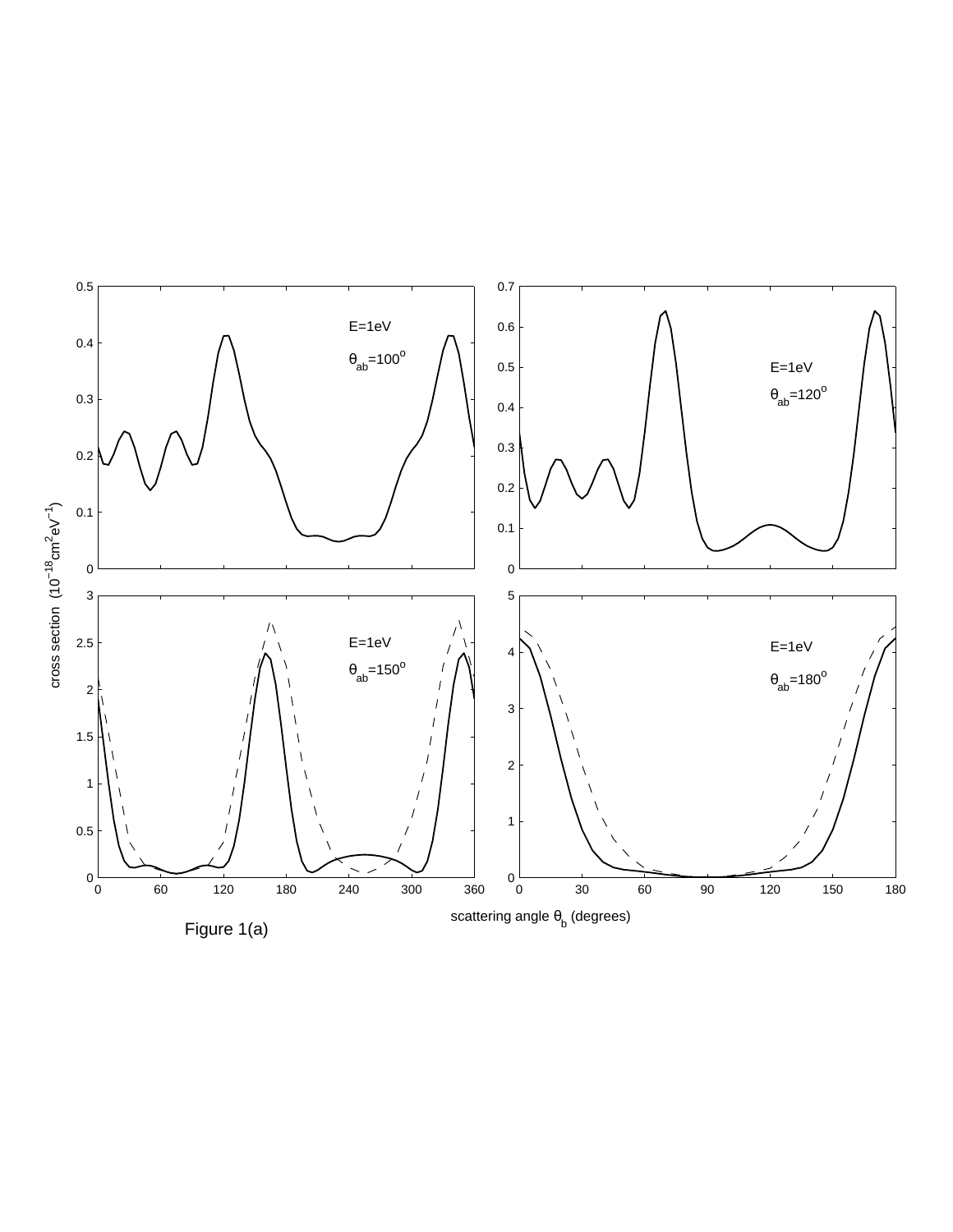Figure 1(a)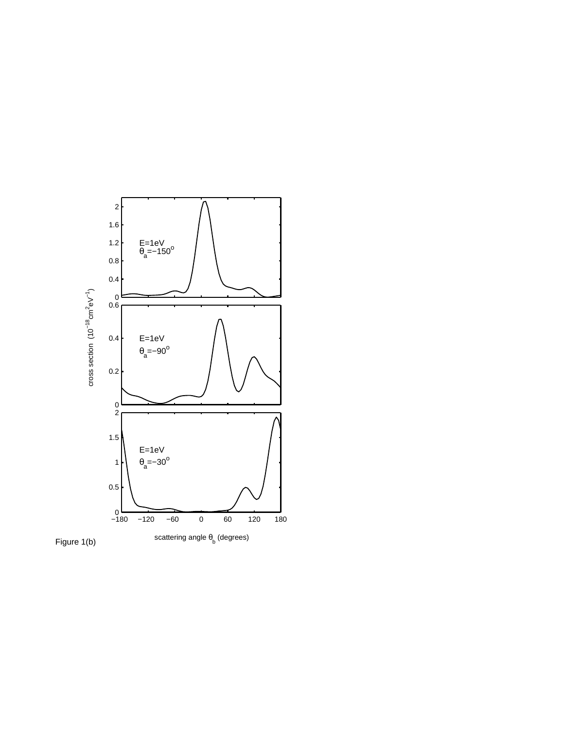Figure 1(b)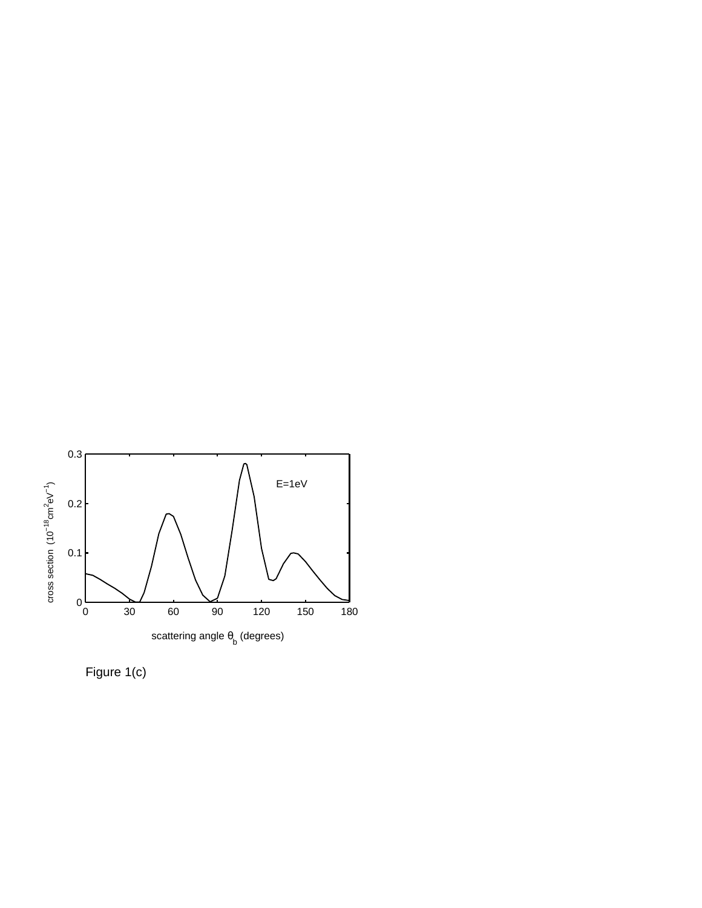Figure 1(c)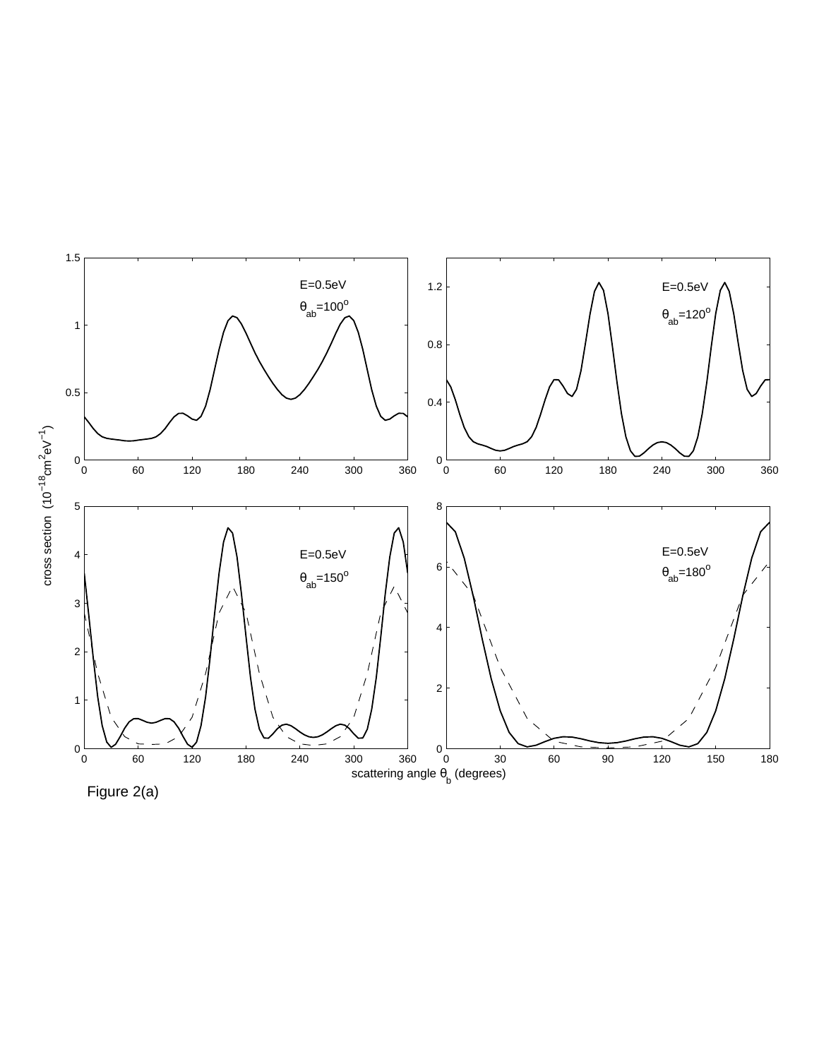Figure 2(a)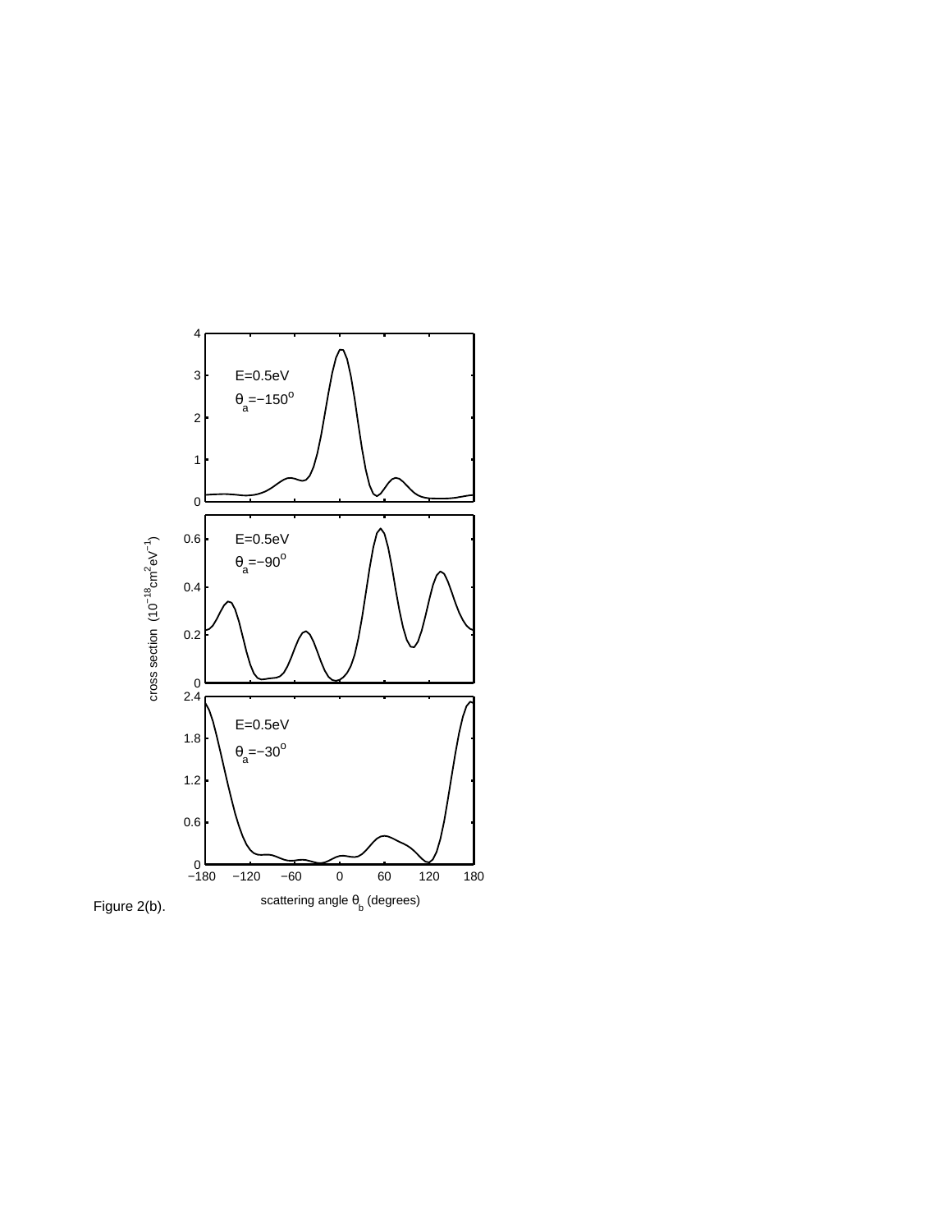Figure 2(b).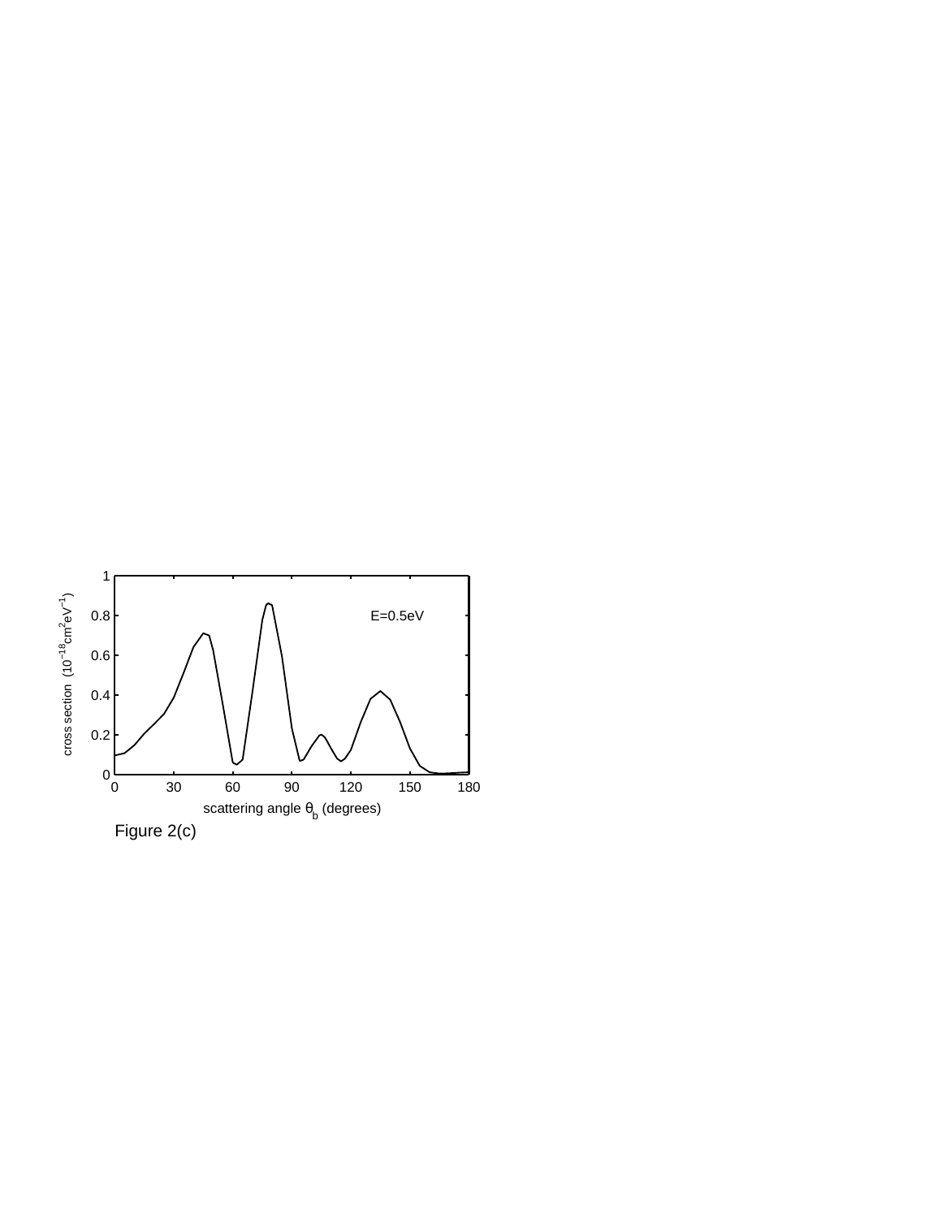Figure 2(c)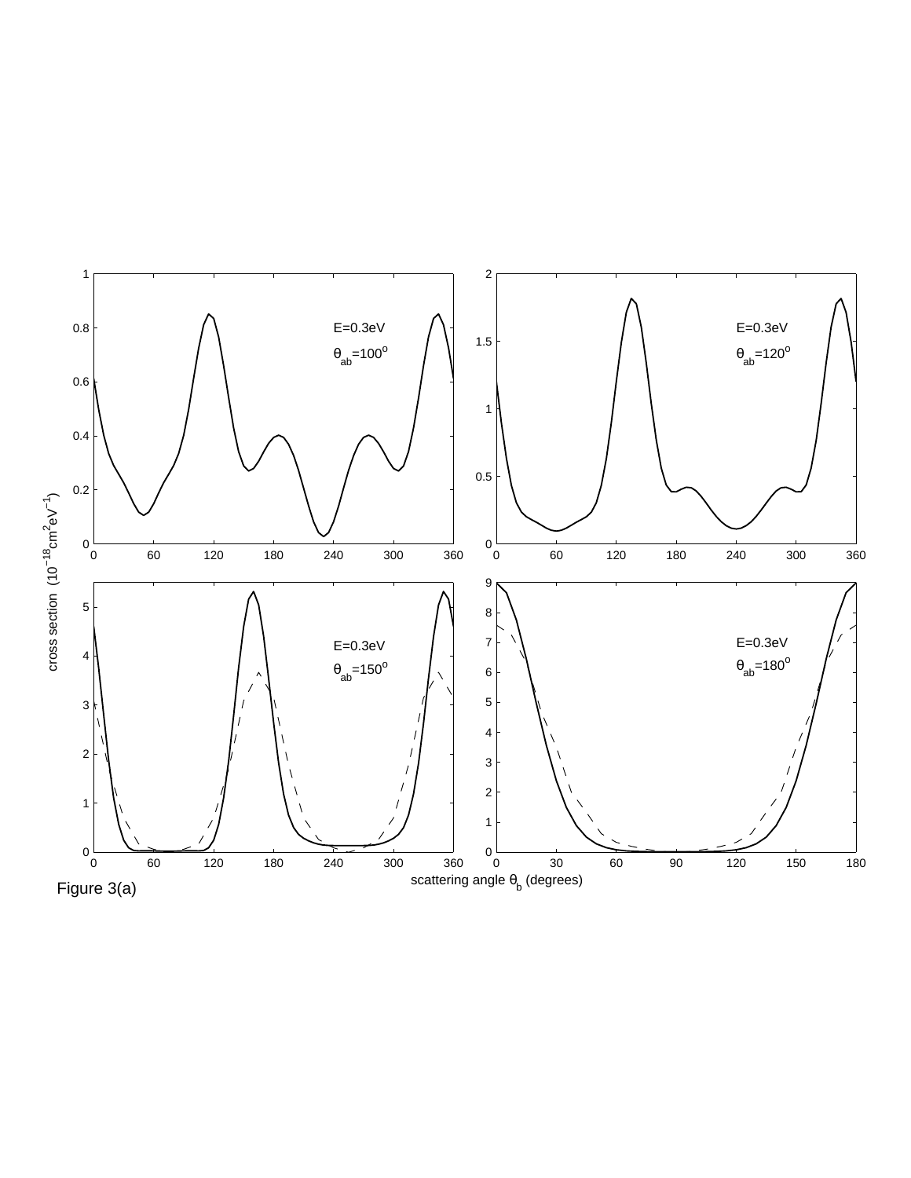Figure 3(a)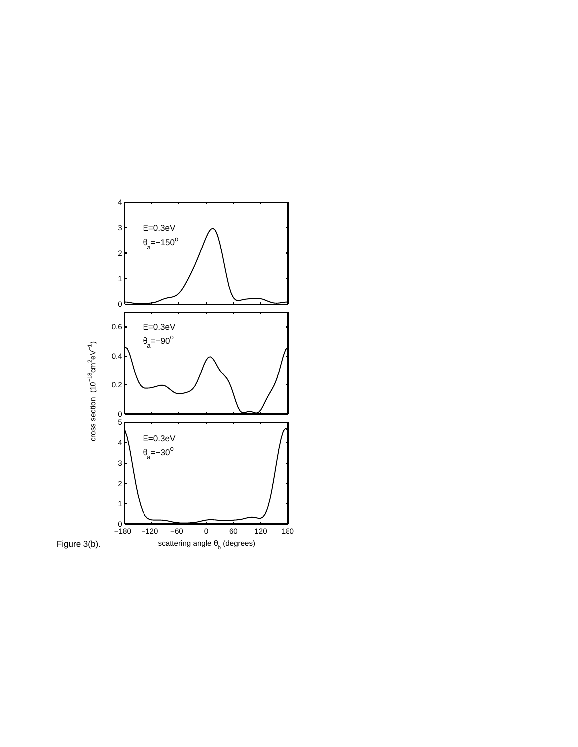Figure 3(b).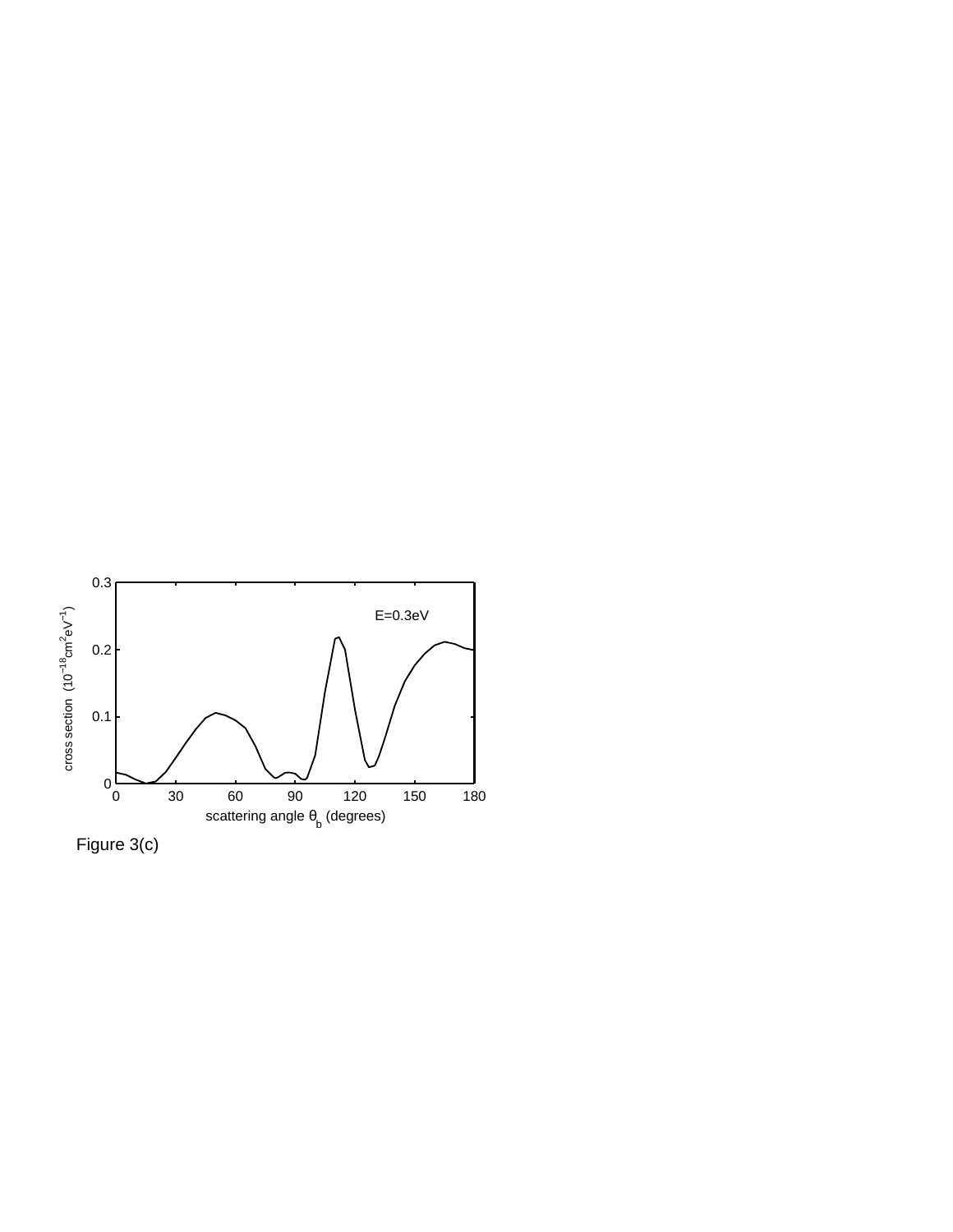0.3

E=0.3eV

0.2

0.1

0

cross section $(10^{-18}\text{cm}^2\text{eV}^{-1})$

0 30 60 90 120 150 180

scattering angle $\theta_b$ (degrees)

Figure 3(c)